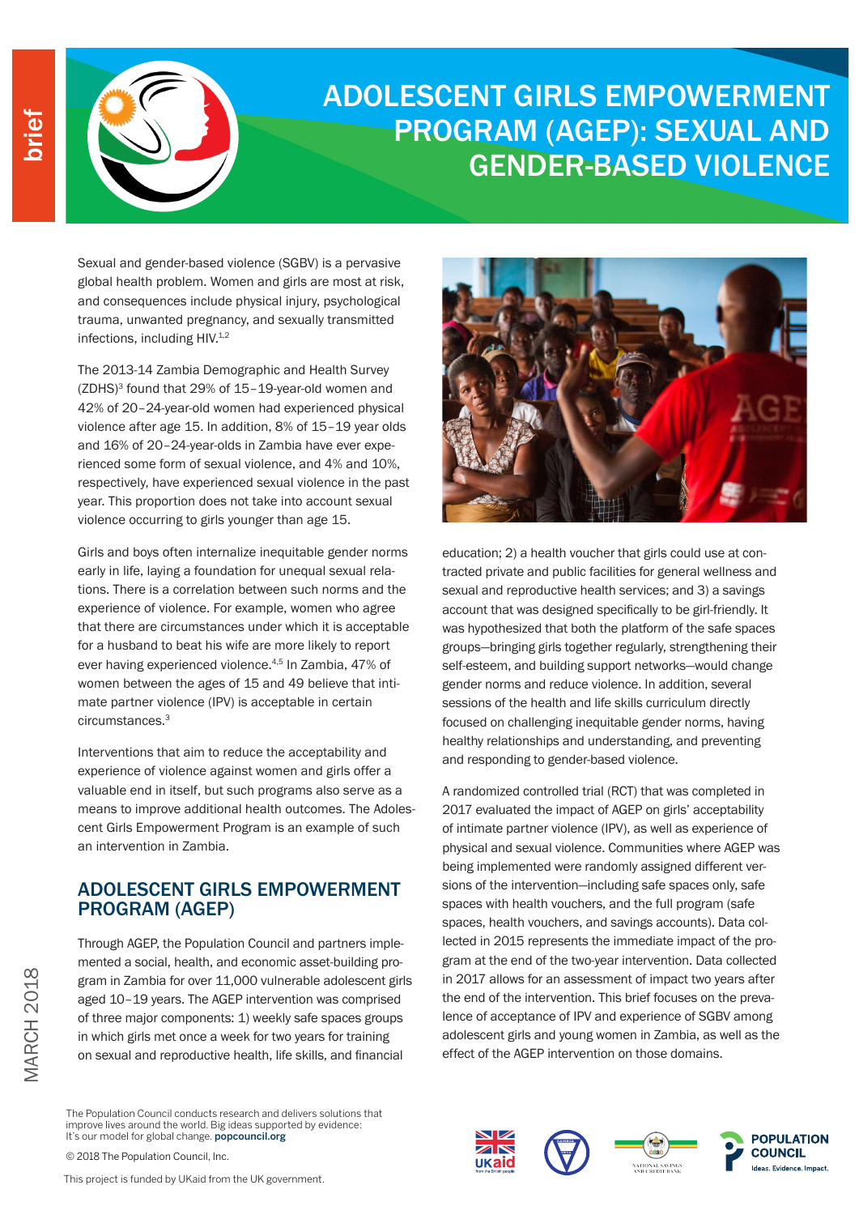brief

# ADOLESCENT GIRLS EMPOWERMENT PROGRAM (AGEP): SEXUAL AND GENDER-BASED VIOLENCE

Sexual and gender-based violence (SGBV) is a pervasive global health problem. Women and girls are most at risk, and consequences include physical injury, psychological trauma, unwanted pregnancy, and sexually transmitted infections, including HIV.[1,2]

The 2013-14 Zambia Demographic and Health Survey (ZDHS)[3] found that 29% of 15–19-year-old women and 42% of 20–24-year-old women had experienced physical violence after age 15. In addition, 8% of 15–19 year olds and 16% of 20–24-year-olds in Zambia have ever experienced some form of sexual violence, and 4% and 10%, respectively, have experienced sexual violence in the past year. This proportion does not take into account sexual violence occurring to girls younger than age 15.

Girls and boys often internalize inequitable gender norms early in life, laying a foundation for unequal sexual relations. There is a correlation between such norms and the experience of violence. For example, women who agree that there are circumstances under which it is acceptable for a husband to beat his wife are more likely to report ever having experienced violence.[4,5] In Zambia, 47% of women between the ages of 15 and 49 believe that intimate partner violence (IPV) is acceptable in certain circumstances.[3]

Interventions that aim to reduce the acceptability and experience of violence against women and girls offer a valuable end in itself, but such programs also serve as a means to improve additional health outcomes. The Adolescent Girls Empowerment Program is an example of such an intervention in Zambia.

## ADOLESCENT GIRLS EMPOWERMENT PROGRAM (AGEP)

Through AGEP, the Population Council and partners implemented a social, health, and economic asset-building program in Zambia for over 11,000 vulnerable adolescent girls aged 10–19 years. The AGEP intervention was comprised of three major components: 1) weekly safe spaces groups in which girls met once a week for two years for training on sexual and reproductive health, life skills, and financial education; 2) a health voucher that girls could use at contracted private and public facilities for general wellness and sexual and reproductive health services; and 3) a savings account that was designed specifically to be girl-friendly. It was hypothesized that both the platform of the safe spaces groups—bringing girls together regularly, strengthening their self-esteem, and building support networks—would change gender norms and reduce violence. In addition, several sessions of the health and life skills curriculum directly focused on challenging inequitable gender norms, having healthy relationships and understanding, and preventing and responding to gender-based violence.

A randomized controlled trial (RCT) that was completed in 2017 evaluated the impact of AGEP on girls' acceptability of intimate partner violence (IPV), as well as experience of physical and sexual violence. Communities where AGEP was being implemented were randomly assigned different versions of the intervention—including safe spaces only, safe spaces with health vouchers, and the full program (safe spaces, health vouchers, and savings accounts). Data collected in 2015 represents the immediate impact of the program at the end of the two-year intervention. Data collected in 2017 allows for an assessment of impact two years after the end of the intervention. This brief focuses on the prevalence of acceptance of IPV and experience of SGBV among adolescent girls and young women in Zambia, as well as the effect of the AGEP intervention on those domains.

MARCH 2018

The Population Council conducts research and delivers solutions that improve lives around the world. Big ideas supported by evidence: It's our model for global change. popcouncil.org

© 2018 The Population Council, Inc.

This project is funded by UKaid from the UK government.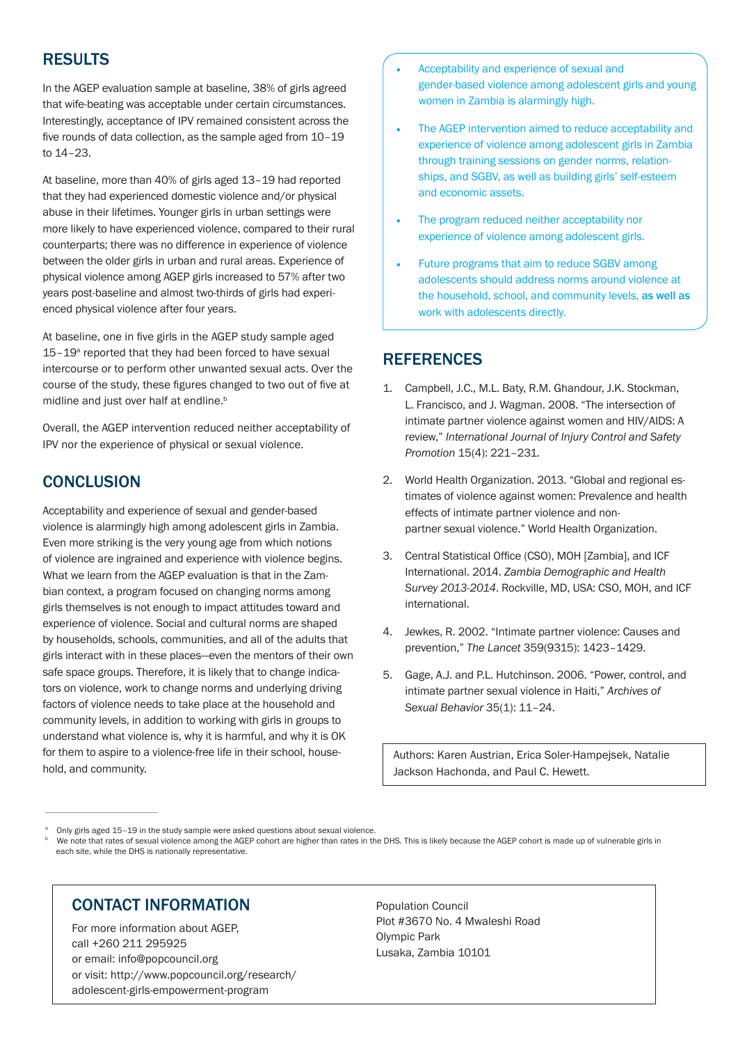## RESULTS

In the AGEP evaluation sample at baseline, 38% of girls agreed that wife-beating was acceptable under certain circumstances. Interestingly, acceptance of IPV remained consistent across the five rounds of data collection, as the sample aged from 10–19 to 14–23.

At baseline, more than 40% of girls aged 13–19 had reported that they had experienced domestic violence and/or physical abuse in their lifetimes. Younger girls in urban settings were more likely to have experienced violence, compared to their rural counterparts; there was no difference in experience of violence between the older girls in urban and rural areas. Experience of physical violence among AGEP girls increased to 57% after two years post-baseline and almost two-thirds of girls had experienced physical violence after four years.

At baseline, one in five girls in the AGEP study sample aged 15–19[a] reported that they had been forced to have sexual intercourse or to perform other unwanted sexual acts. Over the course of the study, these figures changed to two out of five at midline and just over half at endline.[b]

Overall, the AGEP intervention reduced neither acceptability of IPV nor the experience of physical or sexual violence.

## CONCLUSION

Acceptability and experience of sexual and gender-based violence is alarmingly high among adolescent girls in Zambia. Even more striking is the very young age from which notions of violence are ingrained and experience with violence begins. What we learn from the AGEP evaluation is that in the Zambian context, a program focused on changing norms among girls themselves is not enough to impact attitudes toward and experience of violence. Social and cultural norms are shaped by households, schools, communities, and all of the adults that girls interact with in these places—even the mentors of their own safe space groups. Therefore, it is likely that to change indicators on violence, work to change norms and underlying driving factors of violence needs to take place at the household and community levels, in addition to working with girls in groups to understand what violence is, why it is harmful, and why it is OK for them to aspire to a violence-free life in their school, household, and community.

- Acceptability and experience of sexual and gender-based violence among adolescent girls and young women in Zambia is alarmingly high.
- The AGEP intervention aimed to reduce acceptability and experience of violence among adolescent girls in Zambia through training sessions on gender norms, relationships, and SGBV, as well as building girls' self-esteem and economic assets.
- The program reduced neither acceptability nor experience of violence among adolescent girls.
- Future programs that aim to reduce SGBV among adolescents should address norms around violence at the household, school, and community levels, **as well as** work with adolescents directly.

## REFERENCES

1. Campbell, J.C., M.L. Baty, R.M. Ghandour, J.K. Stockman, L. Francisco, and J. Wagman. 2008. "The intersection of intimate partner violence against women and HIV/AIDS: A review," *International Journal of Injury Control and Safety Promotion* 15(4): 221–231.
2. World Health Organization. 2013. "Global and regional estimates of violence against women: Prevalence and health effects of intimate partner violence and non-partner sexual violence." World Health Organization.
3. Central Statistical Office (CSO), MOH [Zambia], and ICF International. 2014. *Zambia Demographic and Health Survey 2013-2014*. Rockville, MD, USA: CSO, MOH, and ICF international.
4. Jewkes, R. 2002. "Intimate partner violence: Causes and prevention," *The Lancet* 359(9315): 1423–1429.
5. Gage, A.J. and P.L. Hutchinson. 2006. "Power, control, and intimate partner sexual violence in Haiti," *Archives of Sexual Behavior* 35(1): 11–24.

Authors: Karen Austrian, Erica Soler-Hampejsek, Natalie Jackson Hachonda, and Paul C. Hewett.

[a] Only girls aged 15–19 in the study sample were asked questions about sexual violence.

[b] We note that rates of sexual violence among the AGEP cohort are higher than rates in the DHS. This is likely because the AGEP cohort is made up of vulnerable girls in each site, while the DHS is nationally representative.

## CONTACT INFORMATION

For more information about AGEP,
call +260 211 295925
or email: info@popcouncil.org
or visit: http://www.popcouncil.org/research/adolescent-girls-empowerment-program

Population Council
Plot #3670 No. 4 Mwaleshi Road
Olympic Park
Lusaka, Zambia 10101